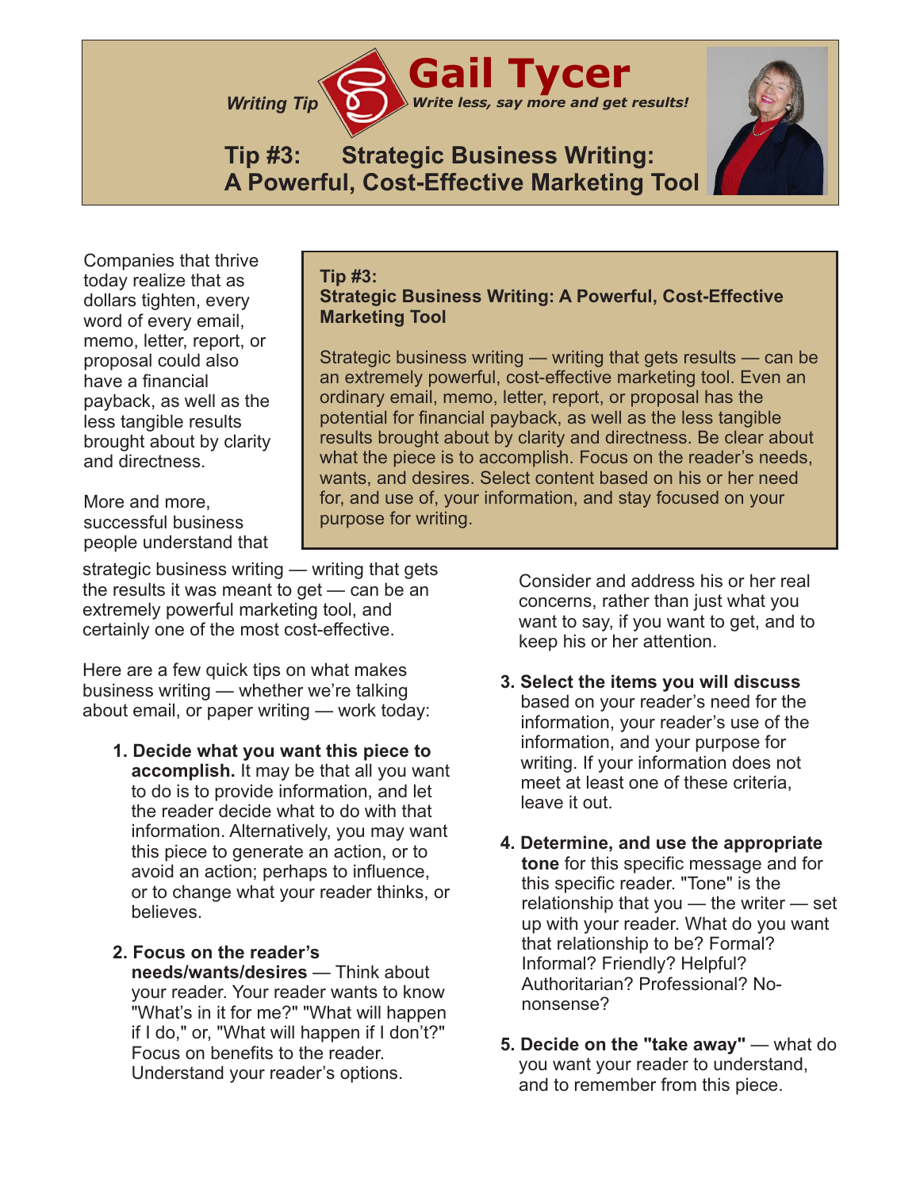*Writing Tip*

# Gail Tycer

***Write less, say more and get results!***

## Tip #3: Strategic Business Writing: A Powerful, Cost-Effective Marketing Tool

**Tip #3:**
**Strategic Business Writing: A Powerful, Cost-Effective Marketing Tool**

Strategic business writing — writing that gets results — can be an extremely powerful, cost-effective marketing tool. Even an ordinary email, memo, letter, report, or proposal has the potential for financial payback, as well as the less tangible results brought about by clarity and directness. Be clear about what the piece is to accomplish. Focus on the reader's needs, wants, and desires. Select content based on his or her need for, and use of, your information, and stay focused on your purpose for writing.

Companies that thrive today realize that as dollars tighten, every word of every email, memo, letter, report, or proposal could also have a financial payback, as well as the less tangible results brought about by clarity and directness.

More and more, successful business people understand that strategic business writing — writing that gets the results it was meant to get — can be an extremely powerful marketing tool, and certainly one of the most cost-effective.

Here are a few quick tips on what makes business writing — whether we're talking about email, or paper writing — work today:

1. **Decide what you want this piece to accomplish.** It may be that all you want to do is to provide information, and let the reader decide what to do with that information. Alternatively, you may want this piece to generate an action, or to avoid an action; perhaps to influence, or to change what your reader thinks, or believes.

2. **Focus on the reader's needs/wants/desires** — Think about your reader. Your reader wants to know "What's in it for me?" "What will happen if I do," or, "What will happen if I don't?" Focus on benefits to the reader. Understand your reader's options. Consider and address his or her real concerns, rather than just what you want to say, if you want to get, and to keep his or her attention.

3. **Select the items you will discuss** based on your reader's need for the information, your reader's use of the information, and your purpose for writing. If your information does not meet at least one of these criteria, leave it out.

4. **Determine, and use the appropriate tone** for this specific message and for this specific reader. "Tone" is the relationship that you — the writer — set up with your reader. What do you want that relationship to be? Formal? Informal? Friendly? Helpful? Authoritarian? Professional? No-nonsense?

5. **Decide on the "take away"** — what do you want your reader to understand, and to remember from this piece.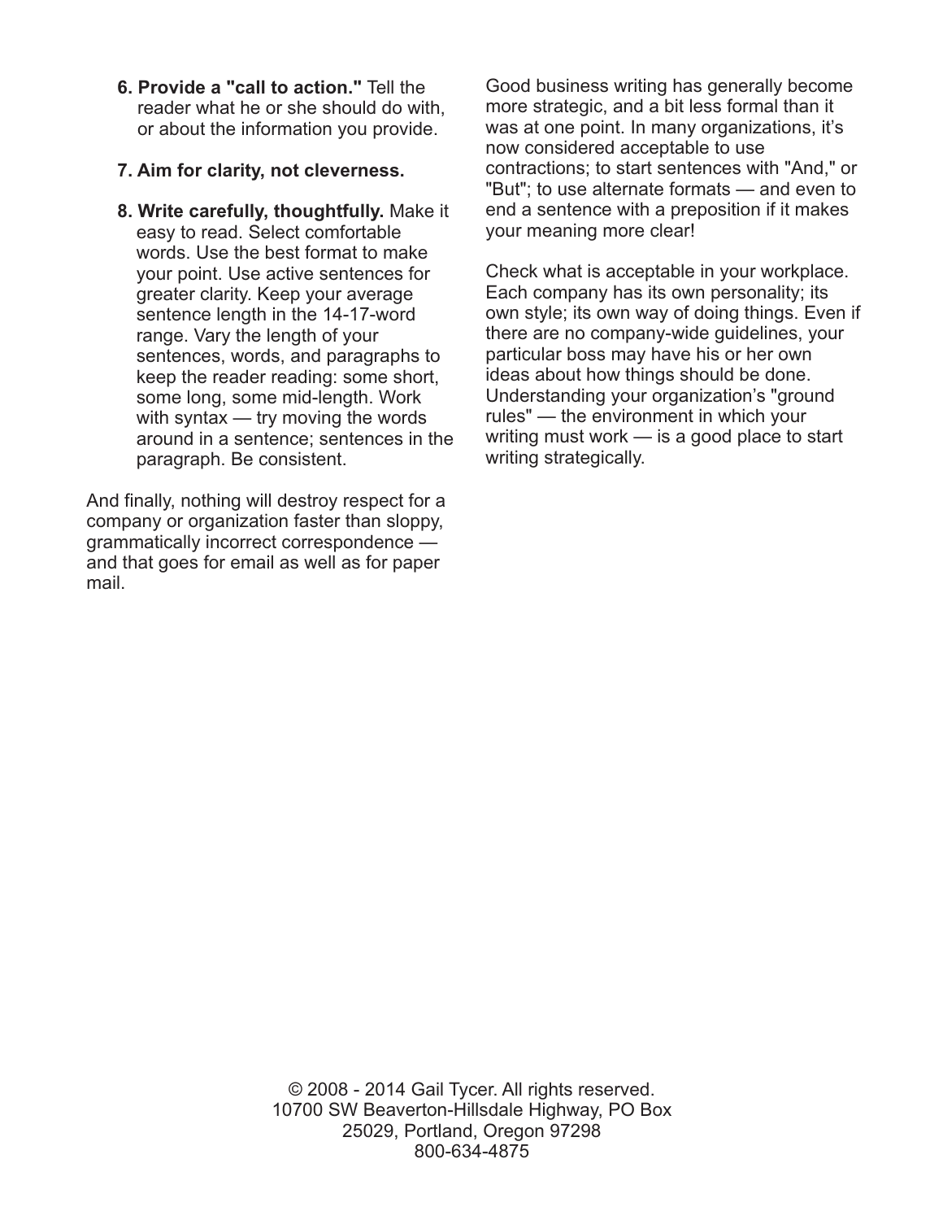6. **Provide a "call to action."** Tell the reader what he or she should do with, or about the information you provide.

7. **Aim for clarity, not cleverness.**

8. **Write carefully, thoughtfully.** Make it easy to read. Select comfortable words. Use the best format to make your point. Use active sentences for greater clarity. Keep your average sentence length in the 14-17-word range. Vary the length of your sentences, words, and paragraphs to keep the reader reading: some short, some long, some mid-length. Work with syntax — try moving the words around in a sentence; sentences in the paragraph. Be consistent.

And finally, nothing will destroy respect for a company or organization faster than sloppy, grammatically incorrect correspondence — and that goes for email as well as for paper mail.

Good business writing has generally become more strategic, and a bit less formal than it was at one point. In many organizations, it's now considered acceptable to use contractions; to start sentences with "And," or "But"; to use alternate formats — and even to end a sentence with a preposition if it makes your meaning more clear!

Check what is acceptable in your workplace. Each company has its own personality; its own style; its own way of doing things. Even if there are no company-wide guidelines, your particular boss may have his or her own ideas about how things should be done. Understanding your organization's "ground rules" — the environment in which your writing must work — is a good place to start writing strategically.

© 2008 - 2014 Gail Tycer. All rights reserved.
10700 SW Beaverton-Hillsdale Highway, PO Box 25029, Portland, Oregon 97298
800-634-4875